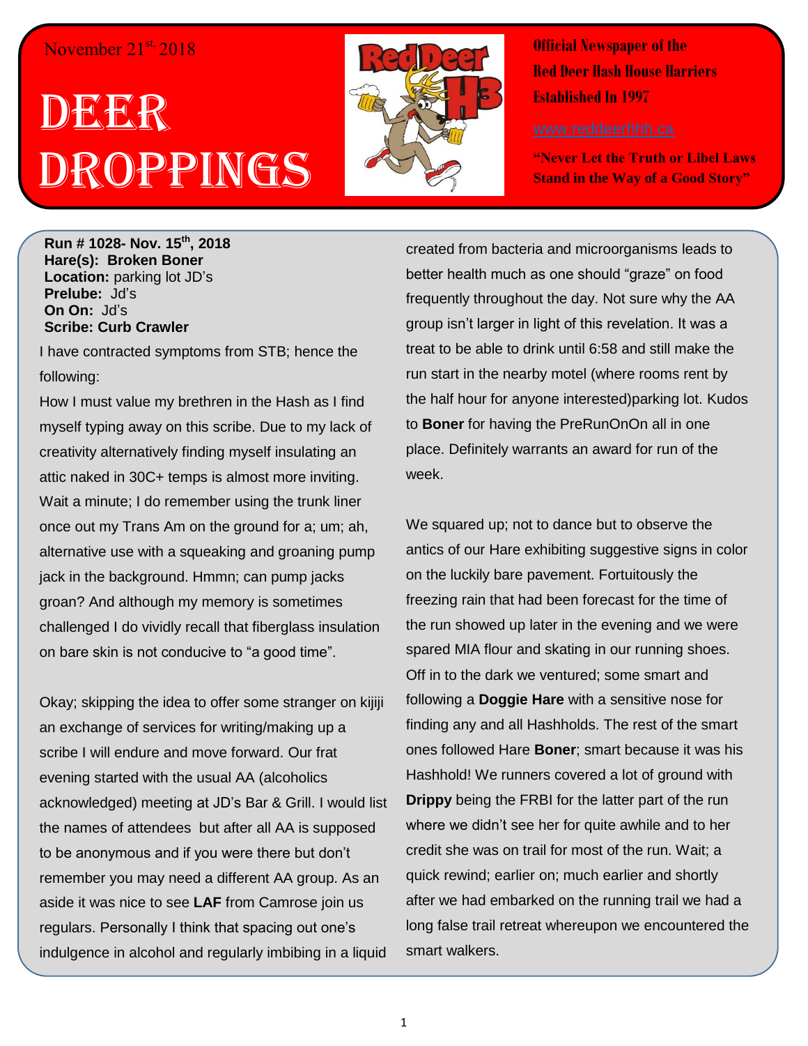November 21st, 2018

# DEER DROPPINGS

**Official Newspaper of the Red Deer Hash House Harriers Established In 1997**

www.reddeerhhh.ca

**"Never Let the Truth or Libel Laws Stand in the Way of a Good Story"**

**Run # 1028- Nov. 15th, 2018**
**Hare(s): Broken Boner**
**Location:** parking lot JD's
**Prelube:** Jd's
**On On:** Jd's
**Scribe: Curb Crawler**

I have contracted symptoms from STB; hence the following:

How I must value my brethren in the Hash as I find myself typing away on this scribe. Due to my lack of creativity alternatively finding myself insulating an attic naked in 30C+ temps is almost more inviting. Wait a minute; I do remember using the trunk liner once out my Trans Am on the ground for a; um; ah, alternative use with a squeaking and groaning pump jack in the background. Hmmn; can pump jacks groan? And although my memory is sometimes challenged I do vividly recall that fiberglass insulation on bare skin is not conducive to "a good time".

Okay; skipping the idea to offer some stranger on kijiji an exchange of services for writing/making up a scribe I will endure and move forward. Our frat evening started with the usual AA (alcoholics acknowledged) meeting at JD's Bar & Grill. I would list the names of attendees but after all AA is supposed to be anonymous and if you were there but don't remember you may need a different AA group. As an aside it was nice to see **LAF** from Camrose join us regulars. Personally I think that spacing out one's indulgence in alcohol and regularly imbibing in a liquid created from bacteria and microorganisms leads to better health much as one should "graze" on food frequently throughout the day. Not sure why the AA group isn't larger in light of this revelation. It was a treat to be able to drink until 6:58 and still make the run start in the nearby motel (where rooms rent by the half hour for anyone interested)parking lot. Kudos to **Boner** for having the PreRunOnOn all in one place. Definitely warrants an award for run of the week.

We squared up; not to dance but to observe the antics of our Hare exhibiting suggestive signs in color on the luckily bare pavement. Fortuitously the freezing rain that had been forecast for the time of the run showed up later in the evening and we were spared MIA flour and skating in our running shoes. Off in to the dark we ventured; some smart and following a **Doggie Hare** with a sensitive nose for finding any and all Hashholds. The rest of the smart ones followed Hare **Boner**; smart because it was his Hashhold! We runners covered a lot of ground with **Drippy** being the FRBI for the latter part of the run where we didn't see her for quite awhile and to her credit she was on trail for most of the run. Wait; a quick rewind; earlier on; much earlier and shortly after we had embarked on the running trail we had a long false trail retreat whereupon we encountered the smart walkers.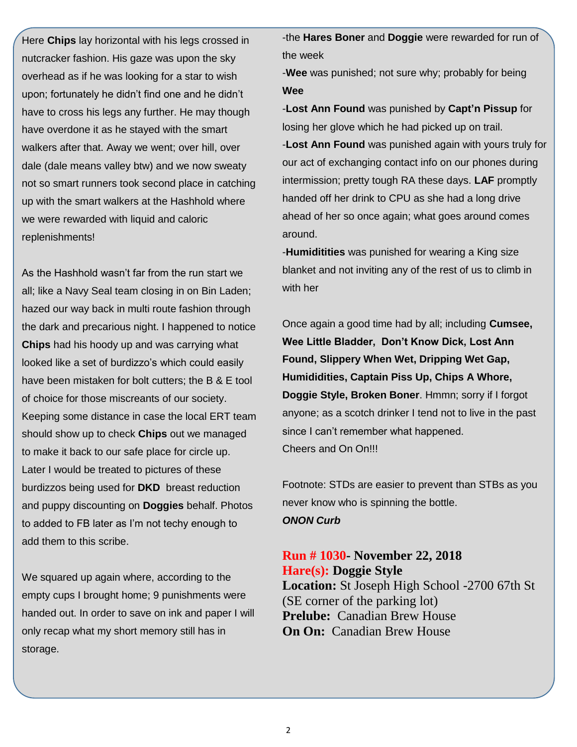Here **Chips** lay horizontal with his legs crossed in nutcracker fashion. His gaze was upon the sky overhead as if he was looking for a star to wish upon; fortunately he didn't find one and he didn't have to cross his legs any further. He may though have overdone it as he stayed with the smart walkers after that. Away we went; over hill, over dale (dale means valley btw) and we now sweaty not so smart runners took second place in catching up with the smart walkers at the Hashhold where we were rewarded with liquid and caloric replenishments!

As the Hashhold wasn't far from the run start we all; like a Navy Seal team closing in on Bin Laden; hazed our way back in multi route fashion through the dark and precarious night. I happened to notice **Chips** had his hoody up and was carrying what looked like a set of burdizzo's which could easily have been mistaken for bolt cutters; the B & E tool of choice for those miscreants of our society. Keeping some distance in case the local ERT team should show up to check **Chips** out we managed to make it back to our safe place for circle up. Later I would be treated to pictures of these burdizzos being used for **DKD** breast reduction and puppy discounting on **Doggies** behalf. Photos to added to FB later as I'm not techy enough to add them to this scribe.

We squared up again where, according to the empty cups I brought home; 9 punishments were handed out. In order to save on ink and paper I will only recap what my short memory still has in storage.

-the **Hares Boner** and **Doggie** were rewarded for run of the week

-**Wee** was punished; not sure why; probably for being **Wee**

-**Lost Ann Found** was punished by **Capt'n Pissup** for losing her glove which he had picked up on trail.

-**Lost Ann Found** was punished again with yours truly for our act of exchanging contact info on our phones during intermission; pretty tough RA these days. **LAF** promptly handed off her drink to CPU as she had a long drive ahead of her so once again; what goes around comes around.

-**Humidititties** was punished for wearing a King size blanket and not inviting any of the rest of us to climb in with her

Once again a good time had by all; including **Cumsee, Wee Little Bladder, Don't Know Dick, Lost Ann Found, Slippery When Wet, Dripping Wet Gap, Humididities, Captain Piss Up, Chips A Whore, Doggie Style, Broken Boner**. Hmmn; sorry if I forgot anyone; as a scotch drinker I tend not to live in the past since I can't remember what happened.

Cheers and On On!!!

Footnote: STDs are easier to prevent than STBs as you never know who is spinning the bottle.

***ONON Curb***

**Run # 1030- November 22, 2018**
**Hare(s): Doggie Style**
**Location:** St Joseph High School -2700 67th St (SE corner of the parking lot)
**Prelube:** Canadian Brew House
**On On:** Canadian Brew House